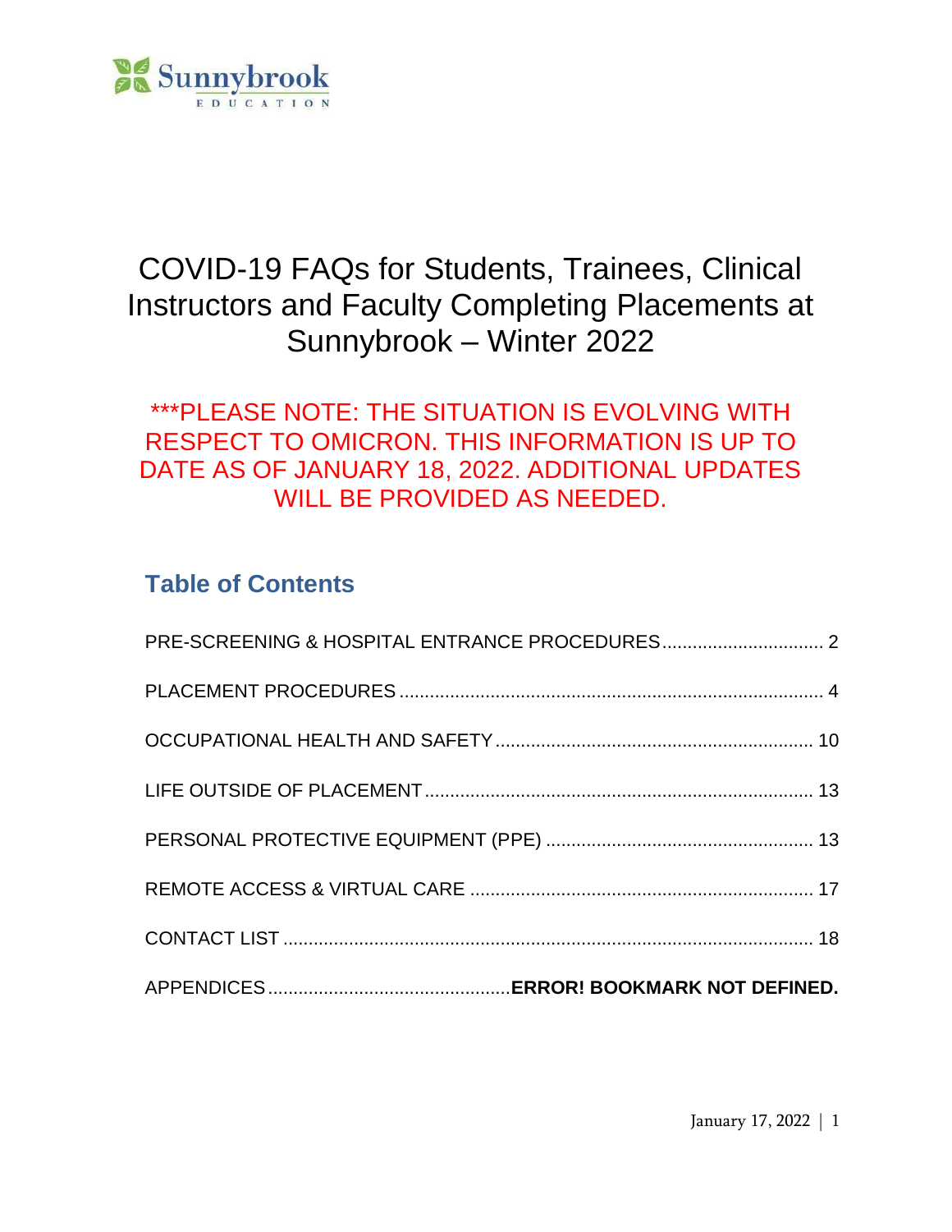Sunnybrook

EDUCATION

# COVID-19 FAQs for Students, Trainees, Clinical Instructors and Faculty Completing Placements at Sunnybrook – Winter 2022

***PLEASE NOTE: THE SITUATION IS EVOLVING WITH RESPECT TO OMICRON. THIS INFORMATION IS UP TO DATE AS OF JANUARY 18, 2022. ADDITIONAL UPDATES WILL BE PROVIDED AS NEEDED.

## Table of Contents

PRE-SCREENING & HOSPITAL ENTRANCE PROCEDURES ............................... 2

PLACEMENT PROCEDURES ................................................................................ 4

OCCUPATIONAL HEALTH AND SAFETY ........................................................... 10

LIFE OUTSIDE OF PLACEMENT ......................................................................... 13

PERSONAL PROTECTIVE EQUIPMENT (PPE) .................................................. 13

REMOTE ACCESS & VIRTUAL CARE ................................................................ 17

CONTACT LIST ..................................................................................................... 18

APPENDICES .............................................. **ERROR! BOOKMARK NOT DEFINED.**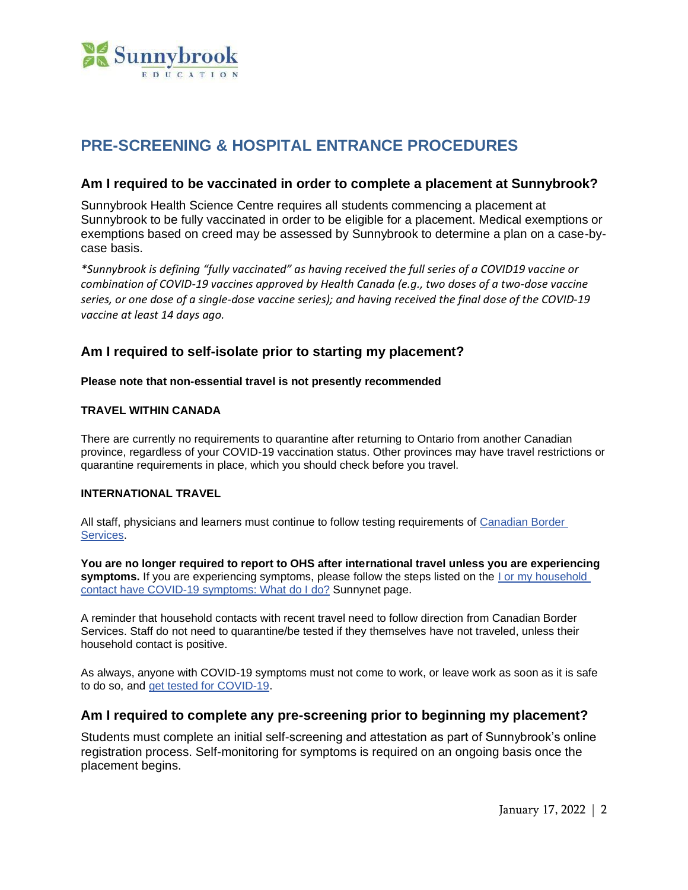# PRE-SCREENING & HOSPITAL ENTRANCE PROCEDURES

## Am I required to be vaccinated in order to complete a placement at Sunnybrook?

Sunnybrook Health Science Centre requires all students commencing a placement at Sunnybrook to be fully vaccinated in order to be eligible for a placement. Medical exemptions or exemptions based on creed may be assessed by Sunnybrook to determine a plan on a case-by-case basis.

*\*Sunnybrook is defining "fully vaccinated" as having received the full series of a COVID19 vaccine or combination of COVID-19 vaccines approved by Health Canada (e.g., two doses of a two-dose vaccine series, or one dose of a single-dose vaccine series); and having received the final dose of the COVID-19 vaccine at least 14 days ago.*

## Am I required to self-isolate prior to starting my placement?

**Please note that non-essential travel is not presently recommended**

**TRAVEL WITHIN CANADA**

There are currently no requirements to quarantine after returning to Ontario from another Canadian province, regardless of your COVID-19 vaccination status. Other provinces may have travel restrictions or quarantine requirements in place, which you should check before you travel.

**INTERNATIONAL TRAVEL**

All staff, physicians and learners must continue to follow testing requirements of Canadian Border Services.

**You are no longer required to report to OHS after international travel unless you are experiencing symptoms.** If you are experiencing symptoms, please follow the steps listed on the I or my household contact have COVID-19 symptoms: What do I do? Sunnynet page.

A reminder that household contacts with recent travel need to follow direction from Canadian Border Services. Staff do not need to quarantine/be tested if they themselves have not traveled, unless their household contact is positive.

As always, anyone with COVID-19 symptoms must not come to work, or leave work as soon as it is safe to do so, and get tested for COVID-19.

## Am I required to complete any pre-screening prior to beginning my placement?

Students must complete an initial self-screening and attestation as part of Sunnybrook's online registration process. Self-monitoring for symptoms is required on an ongoing basis once the placement begins.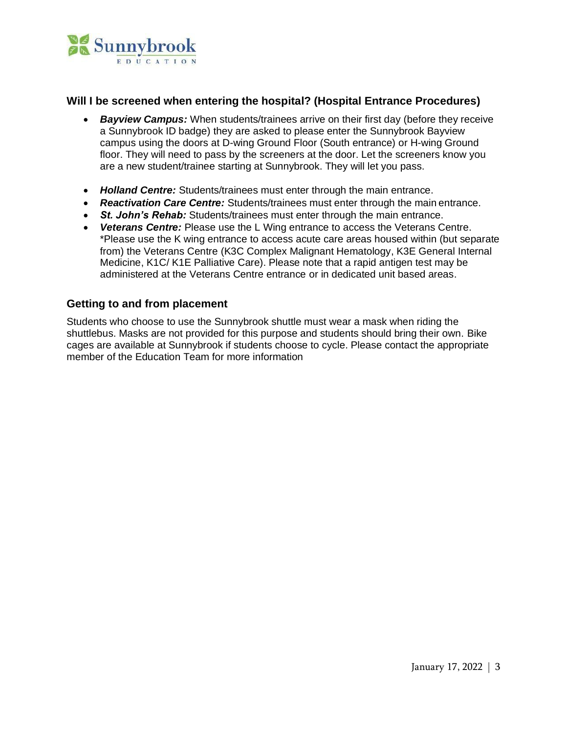## Will I be screened when entering the hospital? (Hospital Entrance Procedures)

- ***Bayview Campus:*** When students/trainees arrive on their first day (before they receive a Sunnybrook ID badge) they are asked to please enter the Sunnybrook Bayview campus using the doors at D-wing Ground Floor (South entrance) or H-wing Ground floor. They will need to pass by the screeners at the door. Let the screeners know you are a new student/trainee starting at Sunnybrook. They will let you pass.

- ***Holland Centre:*** Students/trainees must enter through the main entrance.
- ***Reactivation Care Centre:*** Students/trainees must enter through the main entrance.
- ***St. John's Rehab:*** Students/trainees must enter through the main entrance.
- ***Veterans Centre:*** Please use the L Wing entrance to access the Veterans Centre. *Please use the K wing entrance to access acute care areas housed within (but separate from) the Veterans Centre (K3C Complex Malignant Hematology, K3E General Internal Medicine, K1C/ K1E Palliative Care). Please note that a rapid antigen test may be administered at the Veterans Centre entrance or in dedicated unit based areas.

## Getting to and from placement

Students who choose to use the Sunnybrook shuttle must wear a mask when riding the shuttlebus. Masks are not provided for this purpose and students should bring their own. Bike cages are available at Sunnybrook if students choose to cycle. Please contact the appropriate member of the Education Team for more information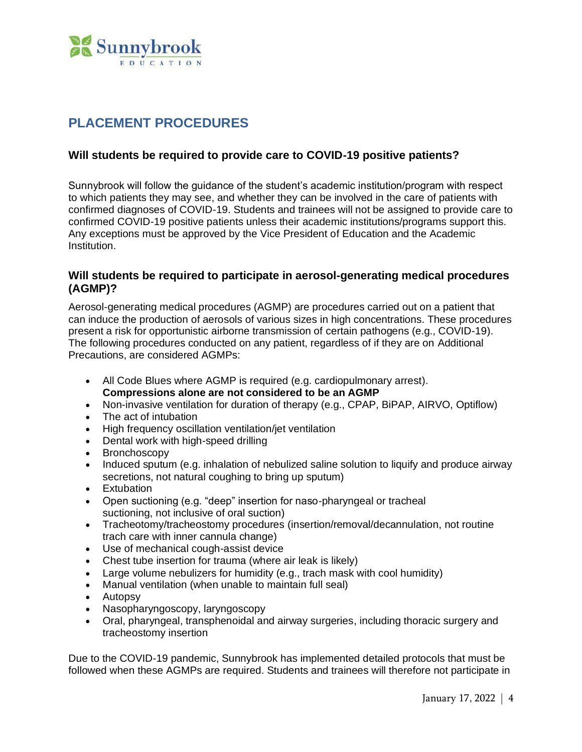## PLACEMENT PROCEDURES

### Will students be required to provide care to COVID-19 positive patients?

Sunnybrook will follow the guidance of the student's academic institution/program with respect to which patients they may see, and whether they can be involved in the care of patients with confirmed diagnoses of COVID-19. Students and trainees will not be assigned to provide care to confirmed COVID-19 positive patients unless their academic institutions/programs support this. Any exceptions must be approved by the Vice President of Education and the Academic Institution.

### Will students be required to participate in aerosol-generating medical procedures (AGMP)?

Aerosol-generating medical procedures (AGMP) are procedures carried out on a patient that can induce the production of aerosols of various sizes in high concentrations. These procedures present a risk for opportunistic airborne transmission of certain pathogens (e.g., COVID-19). The following procedures conducted on any patient, regardless of if they are on Additional Precautions, are considered AGMPs:

- All Code Blues where AGMP is required (e.g. cardiopulmonary arrest). **Compressions alone are not considered to be an AGMP**
- Non-invasive ventilation for duration of therapy (e.g., CPAP, BiPAP, AIRVO, Optiflow)
- The act of intubation
- High frequency oscillation ventilation/jet ventilation
- Dental work with high-speed drilling
- Bronchoscopy
- Induced sputum (e.g. inhalation of nebulized saline solution to liquify and produce airway secretions, not natural coughing to bring up sputum)
- Extubation
- Open suctioning (e.g. "deep" insertion for naso-pharyngeal or tracheal suctioning, not inclusive of oral suction)
- Tracheotomy/tracheostomy procedures (insertion/removal/decannulation, not routine trach care with inner cannula change)
- Use of mechanical cough-assist device
- Chest tube insertion for trauma (where air leak is likely)
- Large volume nebulizers for humidity (e.g., trach mask with cool humidity)
- Manual ventilation (when unable to maintain full seal)
- Autopsy
- Nasopharyngoscopy, laryngoscopy
- Oral, pharyngeal, transphenoidal and airway surgeries, including thoracic surgery and tracheostomy insertion

Due to the COVID-19 pandemic, Sunnybrook has implemented detailed protocols that must be followed when these AGMPs are required. Students and trainees will therefore not participate in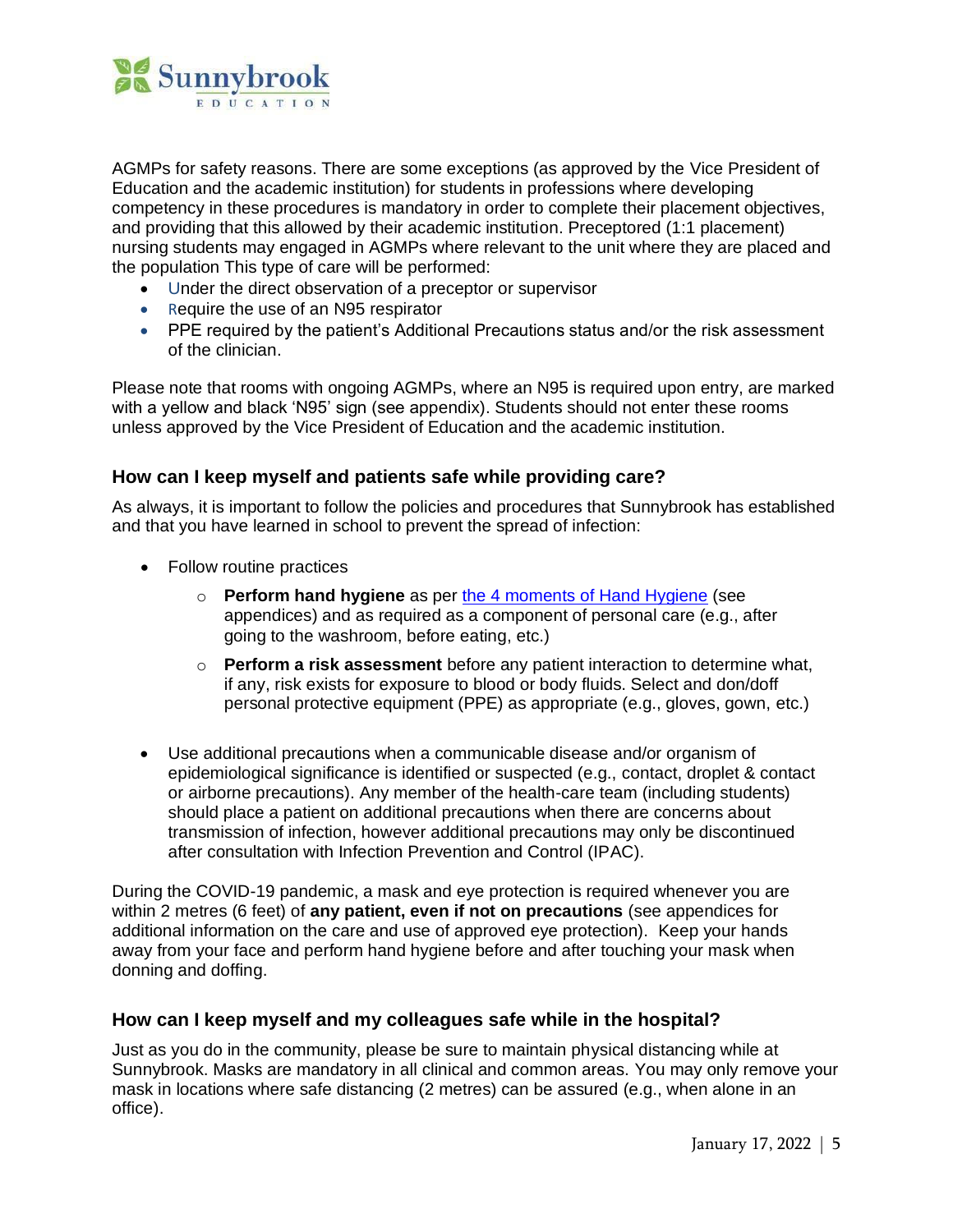AGMPs for safety reasons. There are some exceptions (as approved by the Vice President of Education and the academic institution) for students in professions where developing competency in these procedures is mandatory in order to complete their placement objectives, and providing that this allowed by their academic institution. Preceptored (1:1 placement) nursing students may engaged in AGMPs where relevant to the unit where they are placed and the population This type of care will be performed:

- Under the direct observation of a preceptor or supervisor
- Require the use of an N95 respirator
- PPE required by the patient's Additional Precautions status and/or the risk assessment of the clinician.

Please note that rooms with ongoing AGMPs, where an N95 is required upon entry, are marked with a yellow and black 'N95' sign (see appendix). Students should not enter these rooms unless approved by the Vice President of Education and the academic institution.

### How can I keep myself and patients safe while providing care?

As always, it is important to follow the policies and procedures that Sunnybrook has established and that you have learned in school to prevent the spread of infection:

- Follow routine practices
  - **Perform hand hygiene** as per the 4 moments of Hand Hygiene (see appendices) and as required as a component of personal care (e.g., after going to the washroom, before eating, etc.)
  - **Perform a risk assessment** before any patient interaction to determine what, if any, risk exists for exposure to blood or body fluids. Select and don/doff personal protective equipment (PPE) as appropriate (e.g., gloves, gown, etc.)

- Use additional precautions when a communicable disease and/or organism of epidemiological significance is identified or suspected (e.g., contact, droplet & contact or airborne precautions). Any member of the health-care team (including students) should place a patient on additional precautions when there are concerns about transmission of infection, however additional precautions may only be discontinued after consultation with Infection Prevention and Control (IPAC).

During the COVID-19 pandemic, a mask and eye protection is required whenever you are within 2 metres (6 feet) of **any patient, even if not on precautions** (see appendices for additional information on the care and use of approved eye protection). Keep your hands away from your face and perform hand hygiene before and after touching your mask when donning and doffing.

### How can I keep myself and my colleagues safe while in the hospital?

Just as you do in the community, please be sure to maintain physical distancing while at Sunnybrook. Masks are mandatory in all clinical and common areas. You may only remove your mask in locations where safe distancing (2 metres) can be assured (e.g., when alone in an office).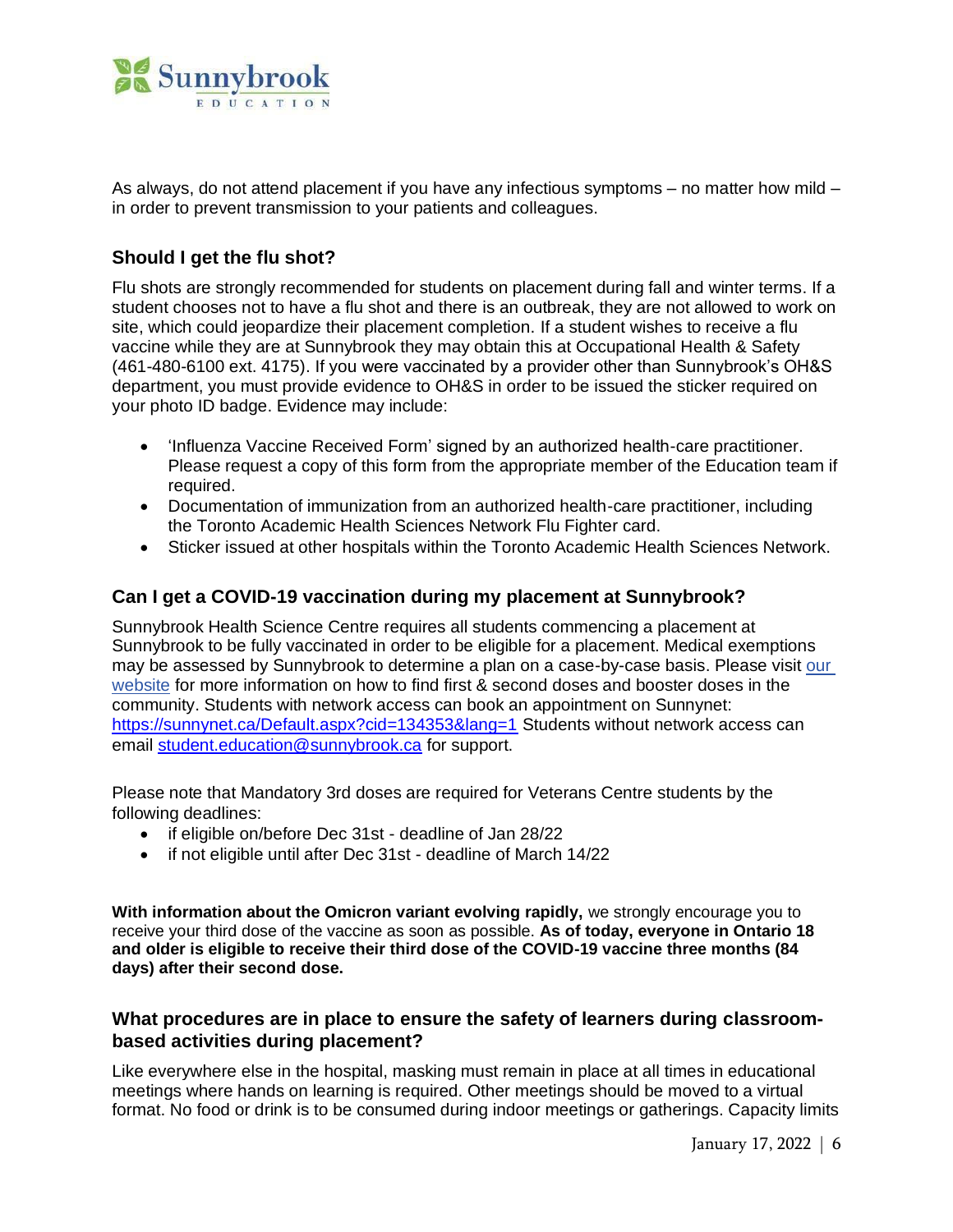As always, do not attend placement if you have any infectious symptoms – no matter how mild – in order to prevent transmission to your patients and colleagues.

### Should I get the flu shot?

Flu shots are strongly recommended for students on placement during fall and winter terms. If a student chooses not to have a flu shot and there is an outbreak, they are not allowed to work on site, which could jeopardize their placement completion. If a student wishes to receive a flu vaccine while they are at Sunnybrook they may obtain this at Occupational Health & Safety (461-480-6100 ext. 4175). If you were vaccinated by a provider other than Sunnybrook's OH&S department, you must provide evidence to OH&S in order to be issued the sticker required on your photo ID badge. Evidence may include:

- 'Influenza Vaccine Received Form' signed by an authorized health-care practitioner. Please request a copy of this form from the appropriate member of the Education team if required.
- Documentation of immunization from an authorized health-care practitioner, including the Toronto Academic Health Sciences Network Flu Fighter card.
- Sticker issued at other hospitals within the Toronto Academic Health Sciences Network.

### Can I get a COVID-19 vaccination during my placement at Sunnybrook?

Sunnybrook Health Science Centre requires all students commencing a placement at Sunnybrook to be fully vaccinated in order to be eligible for a placement. Medical exemptions may be assessed by Sunnybrook to determine a plan on a case-by-case basis. Please visit our website for more information on how to find first & second doses and booster doses in the community. Students with network access can book an appointment on Sunnynet: https://sunnynet.ca/Default.aspx?cid=134353&lang=1 Students without network access can email student.education@sunnybrook.ca for support.

Please note that Mandatory 3rd doses are required for Veterans Centre students by the following deadlines:

- if eligible on/before Dec 31st - deadline of Jan 28/22
- if not eligible until after Dec 31st - deadline of March 14/22

**With information about the Omicron variant evolving rapidly,** we strongly encourage you to receive your third dose of the vaccine as soon as possible. **As of today, everyone in Ontario 18 and older is eligible to receive their third dose of the COVID-19 vaccine three months (84 days) after their second dose.**

### What procedures are in place to ensure the safety of learners during classroom-based activities during placement?

Like everywhere else in the hospital, masking must remain in place at all times in educational meetings where hands on learning is required. Other meetings should be moved to a virtual format. No food or drink is to be consumed during indoor meetings or gatherings. Capacity limits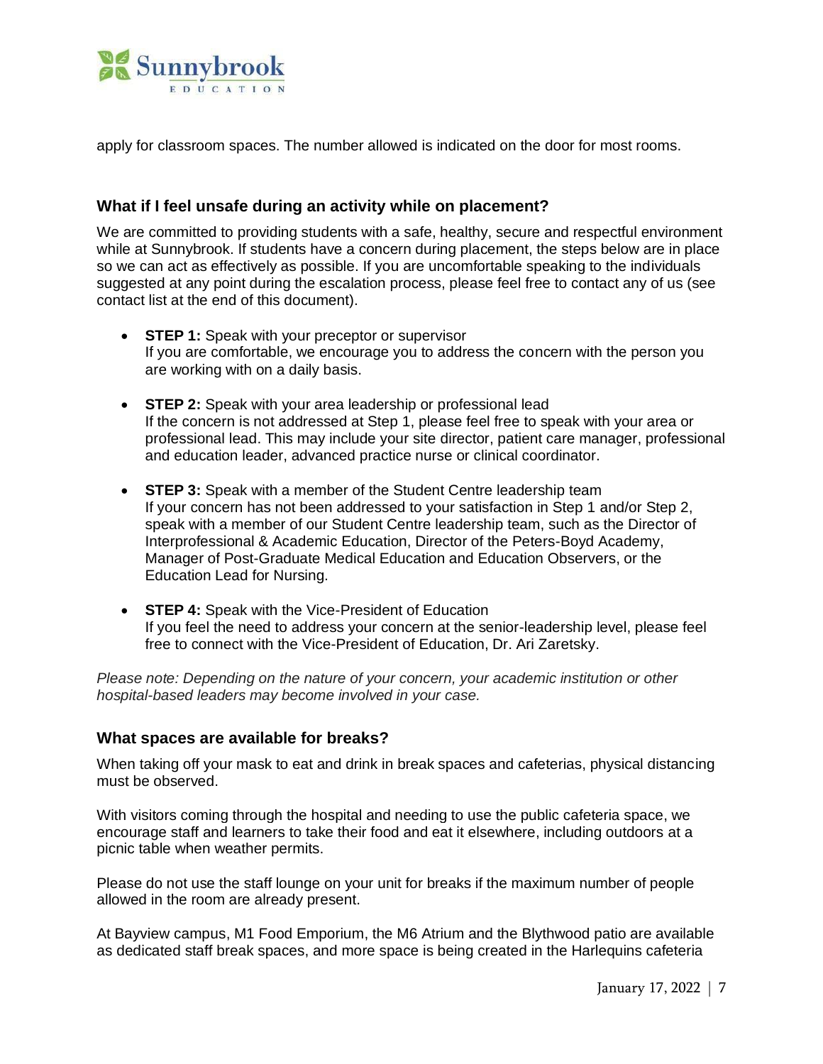apply for classroom spaces. The number allowed is indicated on the door for most rooms.

### What if I feel unsafe during an activity while on placement?

We are committed to providing students with a safe, healthy, secure and respectful environment while at Sunnybrook. If students have a concern during placement, the steps below are in place so we can act as effectively as possible. If you are uncomfortable speaking to the individuals suggested at any point during the escalation process, please feel free to contact any of us (see contact list at the end of this document).

- **STEP 1:** Speak with your preceptor or supervisor
  If you are comfortable, we encourage you to address the concern with the person you are working with on a daily basis.

- **STEP 2:** Speak with your area leadership or professional lead
  If the concern is not addressed at Step 1, please feel free to speak with your area or professional lead. This may include your site director, patient care manager, professional and education leader, advanced practice nurse or clinical coordinator.

- **STEP 3:** Speak with a member of the Student Centre leadership team
  If your concern has not been addressed to your satisfaction in Step 1 and/or Step 2, speak with a member of our Student Centre leadership team, such as the Director of Interprofessional & Academic Education, Director of the Peters-Boyd Academy, Manager of Post-Graduate Medical Education and Education Observers, or the Education Lead for Nursing.

- **STEP 4:** Speak with the Vice-President of Education
  If you feel the need to address your concern at the senior-leadership level, please feel free to connect with the Vice-President of Education, Dr. Ari Zaretsky.

*Please note: Depending on the nature of your concern, your academic institution or other hospital-based leaders may become involved in your case.*

### What spaces are available for breaks?

When taking off your mask to eat and drink in break spaces and cafeterias, physical distancing must be observed.

With visitors coming through the hospital and needing to use the public cafeteria space, we encourage staff and learners to take their food and eat it elsewhere, including outdoors at a picnic table when weather permits.

Please do not use the staff lounge on your unit for breaks if the maximum number of people allowed in the room are already present.

At Bayview campus, M1 Food Emporium, the M6 Atrium and the Blythwood patio are available as dedicated staff break spaces, and more space is being created in the Harlequins cafeteria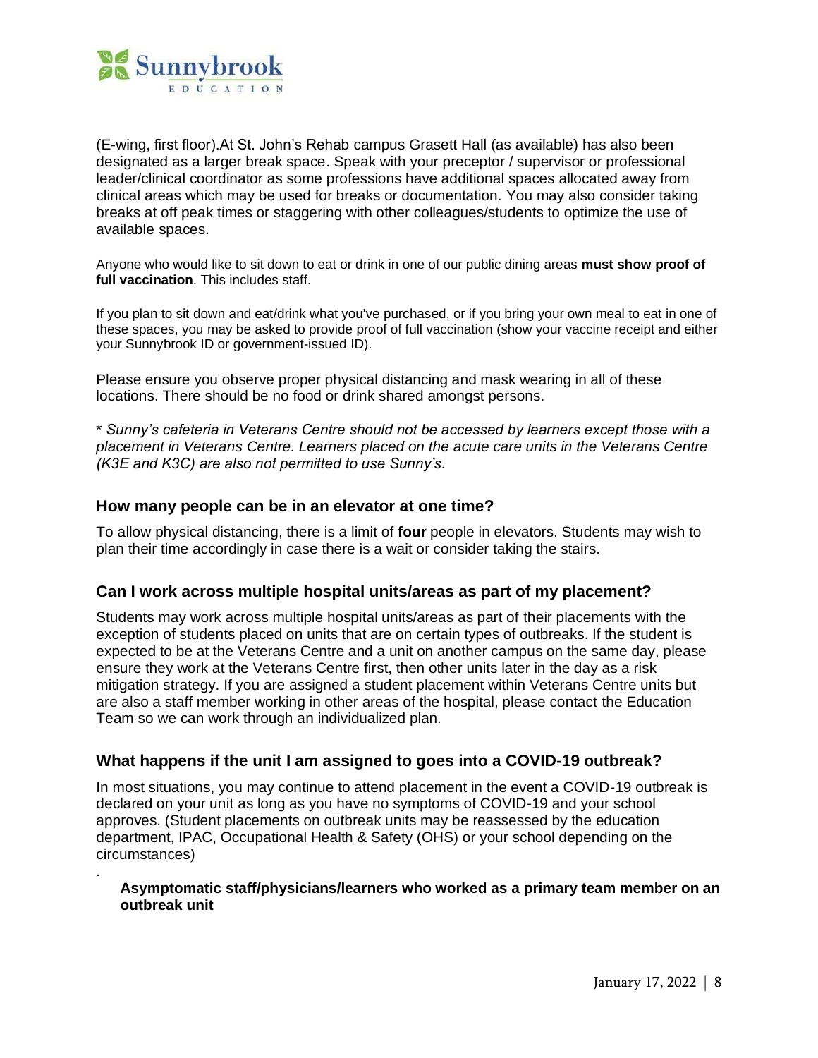(E-wing, first floor).At St. John's Rehab campus Grasett Hall (as available) has also been designated as a larger break space. Speak with your preceptor / supervisor or professional leader/clinical coordinator as some professions have additional spaces allocated away from clinical areas which may be used for breaks or documentation. You may also consider taking breaks at off peak times or staggering with other colleagues/students to optimize the use of available spaces.

Anyone who would like to sit down to eat or drink in one of our public dining areas **must show proof of full vaccination**. This includes staff.

If you plan to sit down and eat/drink what you've purchased, or if you bring your own meal to eat in one of these spaces, you may be asked to provide proof of full vaccination (show your vaccine receipt and either your Sunnybrook ID or government-issued ID).

Please ensure you observe proper physical distancing and mask wearing in all of these locations. There should be no food or drink shared amongst persons.

*\* Sunny's cafeteria in Veterans Centre should not be accessed by learners except those with a placement in Veterans Centre. Learners placed on the acute care units in the Veterans Centre (K3E and K3C) are also not permitted to use Sunny's.*

### How many people can be in an elevator at one time?

To allow physical distancing, there is a limit of **four** people in elevators. Students may wish to plan their time accordingly in case there is a wait or consider taking the stairs.

### Can I work across multiple hospital units/areas as part of my placement?

Students may work across multiple hospital units/areas as part of their placements with the exception of students placed on units that are on certain types of outbreaks. If the student is expected to be at the Veterans Centre and a unit on another campus on the same day, please ensure they work at the Veterans Centre first, then other units later in the day as a risk mitigation strategy. If you are assigned a student placement within Veterans Centre units but are also a staff member working in other areas of the hospital, please contact the Education Team so we can work through an individualized plan.

### What happens if the unit I am assigned to goes into a COVID-19 outbreak?

In most situations, you may continue to attend placement in the event a COVID-19 outbreak is declared on your unit as long as you have no symptoms of COVID-19 and your school approves. (Student placements on outbreak units may be reassessed by the education department, IPAC, Occupational Health & Safety (OHS) or your school depending on the circumstances)

.

**Asymptomatic staff/physicians/learners who worked as a primary team member on an outbreak unit**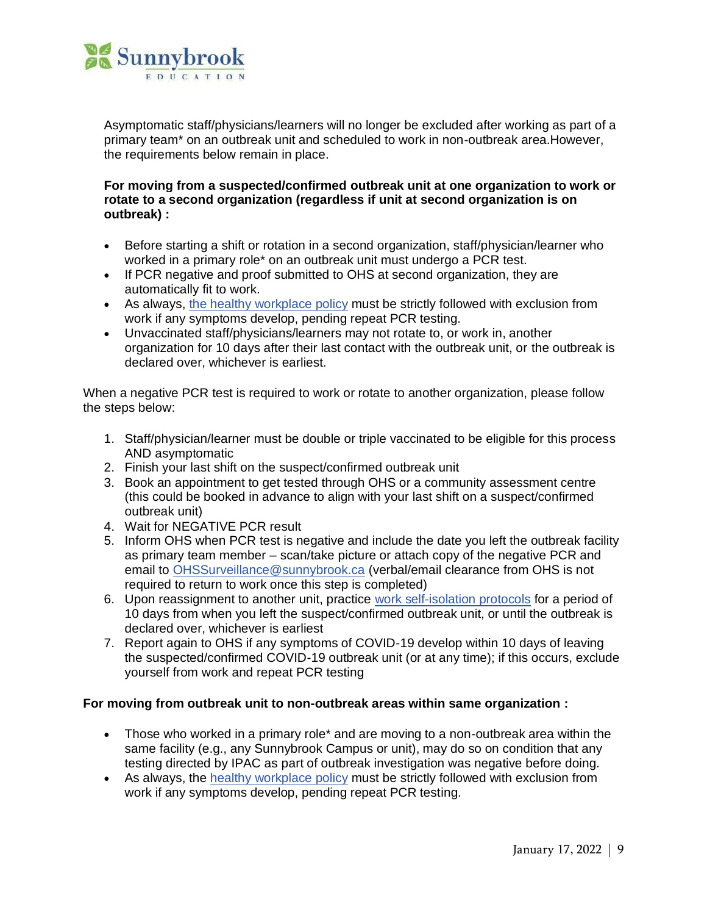Asymptomatic staff/physicians/learners will no longer be excluded after working as part of a primary team* on an outbreak unit and scheduled to work in non-outbreak area.However, the requirements below remain in place.

**For moving from a suspected/confirmed outbreak unit at one organization to work or rotate to a second organization (regardless if unit at second organization is on outbreak) :**

- Before starting a shift or rotation in a second organization, staff/physician/learner who worked in a primary role* on an outbreak unit must undergo a PCR test.
- If PCR negative and proof submitted to OHS at second organization, they are automatically fit to work.
- As always, [the healthy workplace policy]() must be strictly followed with exclusion from work if any symptoms develop, pending repeat PCR testing.
- Unvaccinated staff/physicians/learners may not rotate to, or work in, another organization for 10 days after their last contact with the outbreak unit, or the outbreak is declared over, whichever is earliest.

When a negative PCR test is required to work or rotate to another organization, please follow the steps below:

1. Staff/physician/learner must be double or triple vaccinated to be eligible for this process AND asymptomatic
2. Finish your last shift on the suspect/confirmed outbreak unit
3. Book an appointment to get tested through OHS or a community assessment centre (this could be booked in advance to align with your last shift on a suspect/confirmed outbreak unit)
4. Wait for NEGATIVE PCR result
5. Inform OHS when PCR test is negative and include the date you left the outbreak facility as primary team member – scan/take picture or attach copy of the negative PCR and email to [OHSSurveillance@sunnybrook.ca](mailto:OHSSurveillance@sunnybrook.ca) (verbal/email clearance from OHS is not required to return to work once this step is completed)
6. Upon reassignment to another unit, practice [work self-isolation protocols]() for a period of 10 days from when you left the suspect/confirmed outbreak unit, or until the outbreak is declared over, whichever is earliest
7. Report again to OHS if any symptoms of COVID-19 develop within 10 days of leaving the suspected/confirmed COVID-19 outbreak unit (or at any time); if this occurs, exclude yourself from work and repeat PCR testing

**For moving from outbreak unit to non-outbreak areas within same organization :**

- Those who worked in a primary role* and are moving to a non-outbreak area within the same facility (e.g., any Sunnybrook Campus or unit), may do so on condition that any testing directed by IPAC as part of outbreak investigation was negative before doing.
- As always, the [healthy workplace policy]() must be strictly followed with exclusion from work if any symptoms develop, pending repeat PCR testing.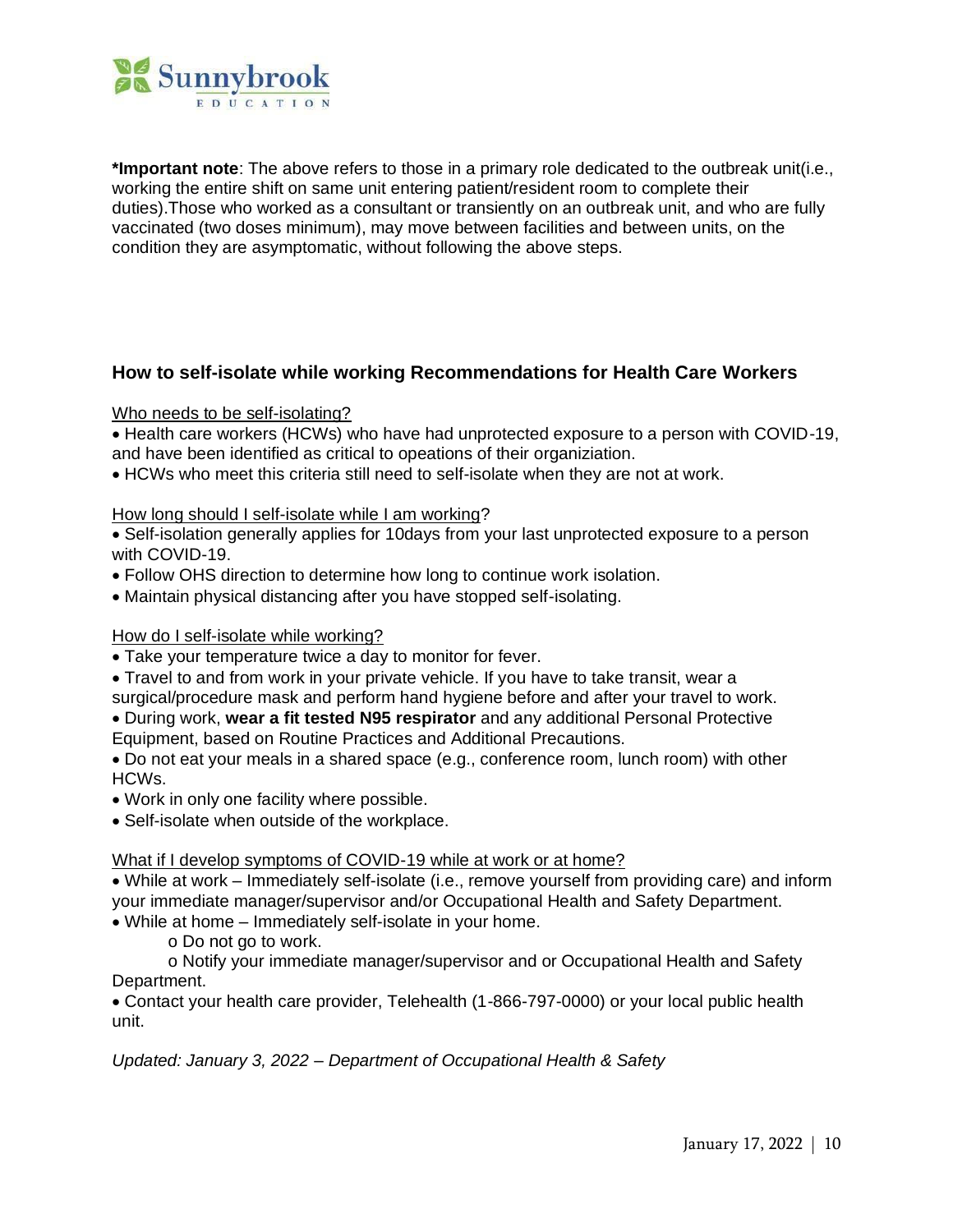**\*Important note**: The above refers to those in a primary role dedicated to the outbreak unit(i.e., working the entire shift on same unit entering patient/resident room to complete their duties).Those who worked as a consultant or transiently on an outbreak unit, and who are fully vaccinated (two doses minimum), may move between facilities and between units, on the condition they are asymptomatic, without following the above steps.

## How to self-isolate while working Recommendations for Health Care Workers

Who needs to be self-isolating?

- Health care workers (HCWs) who have had unprotected exposure to a person with COVID-19, and have been identified as critical to opeations of their organiziation.
- HCWs who meet this criteria still need to self-isolate when they are not at work.

How long should I self-isolate while I am working?

- Self-isolation generally applies for 10days from your last unprotected exposure to a person with COVID-19.
- Follow OHS direction to determine how long to continue work isolation.
- Maintain physical distancing after you have stopped self-isolating.

How do I self-isolate while working?

- Take your temperature twice a day to monitor for fever.
- Travel to and from work in your private vehicle. If you have to take transit, wear a surgical/procedure mask and perform hand hygiene before and after your travel to work.
- During work, **wear a fit tested N95 respirator** and any additional Personal Protective Equipment, based on Routine Practices and Additional Precautions.
- Do not eat your meals in a shared space (e.g., conference room, lunch room) with other HCWs.
- Work in only one facility where possible.
- Self-isolate when outside of the workplace.

What if I develop symptoms of COVID-19 while at work or at home?

- While at work – Immediately self-isolate (i.e., remove yourself from providing care) and inform your immediate manager/supervisor and/or Occupational Health and Safety Department.
- While at home – Immediately self-isolate in your home.
  - Do not go to work.
  - Notify your immediate manager/supervisor and or Occupational Health and Safety Department.
- Contact your health care provider, Telehealth (1-866-797-0000) or your local public health unit.

*Updated: January 3, 2022 – Department of Occupational Health & Safety*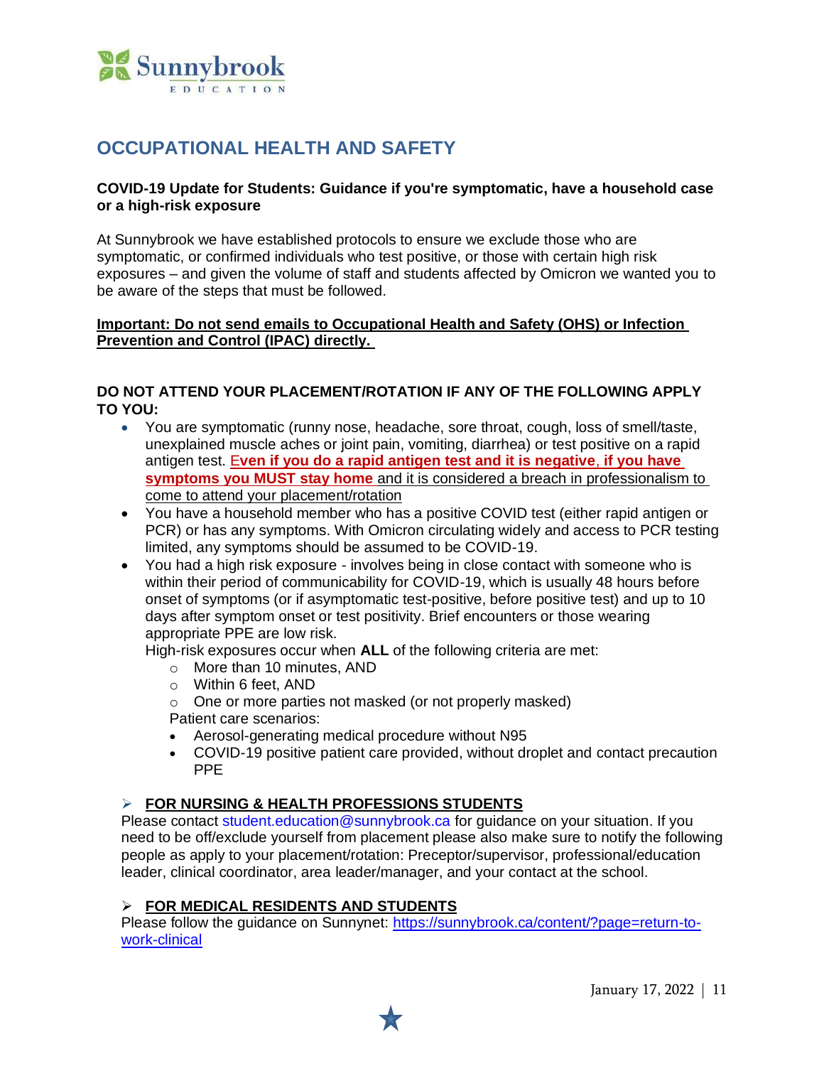# OCCUPATIONAL HEALTH AND SAFETY

**COVID-19 Update for Students: Guidance if you're symptomatic, have a household case or a high-risk exposure**

At Sunnybrook we have established protocols to ensure we exclude those who are symptomatic, or confirmed individuals who test positive, or those with certain high risk exposures – and given the volume of staff and students affected by Omicron we wanted you to be aware of the steps that must be followed.

**Important: Do not send emails to Occupational Health and Safety (OHS) or Infection Prevention and Control (IPAC) directly.**

**DO NOT ATTEND YOUR PLACEMENT/ROTATION IF ANY OF THE FOLLOWING APPLY TO YOU:**

- You are symptomatic (runny nose, headache, sore throat, cough, loss of smell/taste, unexplained muscle aches or joint pain, vomiting, diarrhea) or test positive on a rapid antigen test. **Even if you do a rapid antigen test and it is negative, if you have symptoms you MUST stay home** and it is considered a breach in professionalism to come to attend your placement/rotation
- You have a household member who has a positive COVID test (either rapid antigen or PCR) or has any symptoms. With Omicron circulating widely and access to PCR testing limited, any symptoms should be assumed to be COVID-19.
- You had a high risk exposure - involves being in close contact with someone who is within their period of communicability for COVID-19, which is usually 48 hours before onset of symptoms (or if asymptomatic test-positive, before positive test) and up to 10 days after symptom onset or test positivity. Brief encounters or those wearing appropriate PPE are low risk.

  High-risk exposures occur when **ALL** of the following criteria are met:
  - More than 10 minutes, AND
  - Within 6 feet, AND
  - One or more parties not masked (or not properly masked)

  Patient care scenarios:
  - Aerosol-generating medical procedure without N95
  - COVID-19 positive patient care provided, without droplet and contact precaution PPE

➢ **FOR NURSING & HEALTH PROFESSIONS STUDENTS**

Please contact student.education@sunnybrook.ca for guidance on your situation. If you need to be off/exclude yourself from placement please also make sure to notify the following people as apply to your placement/rotation: Preceptor/supervisor, professional/education leader, clinical coordinator, area leader/manager, and your contact at the school.

➢ **FOR MEDICAL RESIDENTS AND STUDENTS**

Please follow the guidance on Sunnynet: https://sunnybrook.ca/content/?page=return-to-work-clinical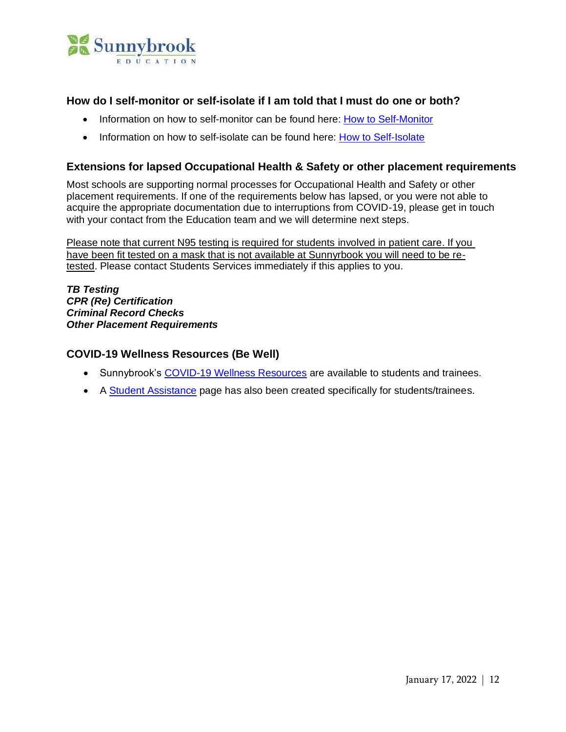### How do I self-monitor or self-isolate if I am told that I must do one or both?

- Information on how to self-monitor can be found here: How to Self-Monitor
- Information on how to self-isolate can be found here: How to Self-Isolate

### Extensions for lapsed Occupational Health & Safety or other placement requirements

Most schools are supporting normal processes for Occupational Health and Safety or other placement requirements. If one of the requirements below has lapsed, or you were not able to acquire the appropriate documentation due to interruptions from COVID-19, please get in touch with your contact from the Education team and we will determine next steps.

Please note that current N95 testing is required for students involved in patient care. If you have been fit tested on a mask that is not available at Sunnyrbook you will need to be re-tested. Please contact Students Services immediately if this applies to you.

***TB Testing***
***CPR (Re) Certification***
***Criminal Record Checks***
***Other Placement Requirements***

### COVID-19 Wellness Resources (Be Well)

- Sunnybrook's COVID-19 Wellness Resources are available to students and trainees.
- A Student Assistance page has also been created specifically for students/trainees.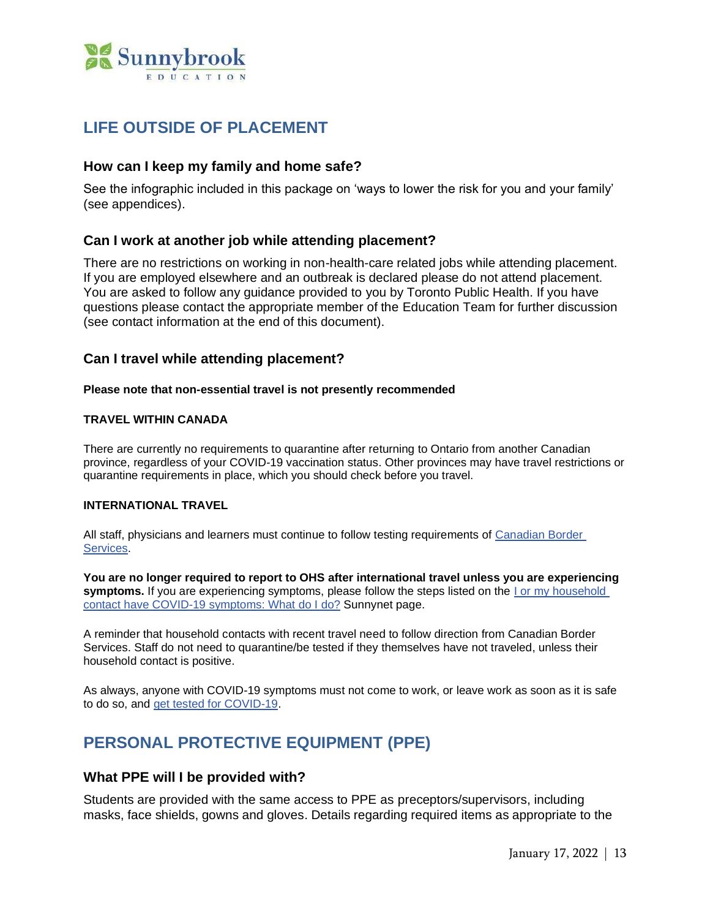## LIFE OUTSIDE OF PLACEMENT

### How can I keep my family and home safe?

See the infographic included in this package on 'ways to lower the risk for you and your family' (see appendices).

### Can I work at another job while attending placement?

There are no restrictions on working in non-health-care related jobs while attending placement. If you are employed elsewhere and an outbreak is declared please do not attend placement. You are asked to follow any guidance provided to you by Toronto Public Health. If you have questions please contact the appropriate member of the Education Team for further discussion (see contact information at the end of this document).

### Can I travel while attending placement?

**Please note that non-essential travel is not presently recommended**

**TRAVEL WITHIN CANADA**

There are currently no requirements to quarantine after returning to Ontario from another Canadian province, regardless of your COVID-19 vaccination status. Other provinces may have travel restrictions or quarantine requirements in place, which you should check before you travel.

**INTERNATIONAL TRAVEL**

All staff, physicians and learners must continue to follow testing requirements of Canadian Border Services.

**You are no longer required to report to OHS after international travel unless you are experiencing symptoms.** If you are experiencing symptoms, please follow the steps listed on the I or my household contact have COVID-19 symptoms: What do I do? Sunnynet page.

A reminder that household contacts with recent travel need to follow direction from Canadian Border Services. Staff do not need to quarantine/be tested if they themselves have not traveled, unless their household contact is positive.

As always, anyone with COVID-19 symptoms must not come to work, or leave work as soon as it is safe to do so, and get tested for COVID-19.

## PERSONAL PROTECTIVE EQUIPMENT (PPE)

### What PPE will I be provided with?

Students are provided with the same access to PPE as preceptors/supervisors, including masks, face shields, gowns and gloves. Details regarding required items as appropriate to the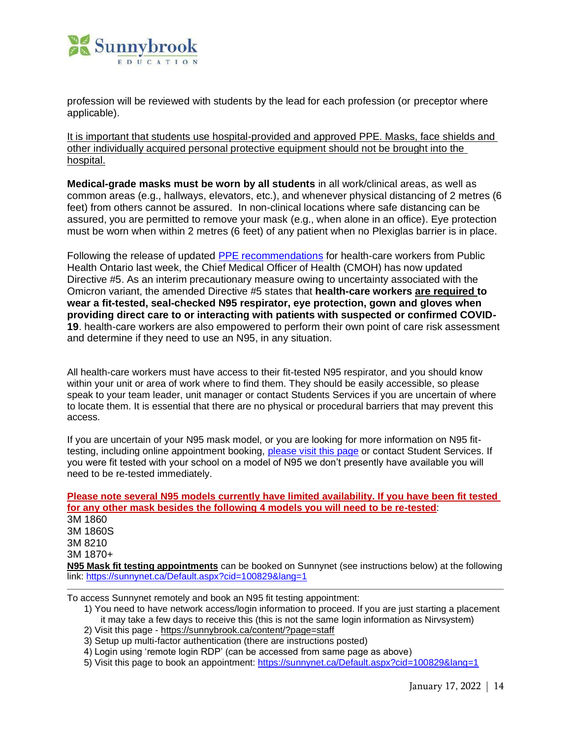profession will be reviewed with students by the lead for each profession (or preceptor where applicable).

<u>It is important that students use hospital-provided and approved PPE. Masks, face shields and other individually acquired personal protective equipment should not be brought into the hospital.</u>

**Medical-grade masks must be worn by all students** in all work/clinical areas, as well as common areas (e.g., hallways, elevators, etc.), and whenever physical distancing of 2 metres (6 feet) from others cannot be assured. In non-clinical locations where safe distancing can be assured, you are permitted to remove your mask (e.g., when alone in an office). Eye protection must be worn when within 2 metres (6 feet) of any patient when no Plexiglas barrier is in place.

Following the release of updated [PPE recommendations]() for health-care workers from Public Health Ontario last week, the Chief Medical Officer of Health (CMOH) has now updated Directive #5. As an interim precautionary measure owing to uncertainty associated with the Omicron variant, the amended Directive #5 states that **health-care workers <u>are required</u> to wear a fit-tested, seal-checked N95 respirator, eye protection, gown and gloves when providing direct care to or interacting with patients with suspected or confirmed COVID-19**. health-care workers are also empowered to perform their own point of care risk assessment and determine if they need to use an N95, in any situation.

All health-care workers must have access to their fit-tested N95 respirator, and you should know within your unit or area of work where to find them. They should be easily accessible, so please speak to your team leader, unit manager or contact Students Services if you are uncertain of where to locate them. It is essential that there are no physical or procedural barriers that may prevent this access.

If you are uncertain of your N95 mask model, or you are looking for more information on N95 fit-testing, including online appointment booking, [please visit this page]() or contact Student Services. If you were fit tested with your school on a model of N95 we don't presently have available you will need to be re-tested immediately.

**<u>Please note several N95 models currently have limited availability. If you have been fit tested for any other mask besides the following 4 models you will need to be re-tested</u>**:

3M 1860  
3M 1860S  
3M 8210  
3M 1870+

**<u>N95 Mask fit testing appointments</u>** can be booked on Sunnynet (see instructions below) at the following link: https://sunnynet.ca/Default.aspx?cid=100829&lang=1

---

To access Sunnynet remotely and book an N95 fit testing appointment:

1) You need to have network access/login information to proceed. If you are just starting a placement it may take a few days to receive this (this is not the same login information as Nirvsystem)
2) Visit this page - https://sunnybrook.ca/content/?page=staff
3) Setup up multi-factor authentication (there are instructions posted)
4) Login using 'remote login RDP' (can be accessed from same page as above)
5) Visit this page to book an appointment: https://sunnynet.ca/Default.aspx?cid=100829&lang=1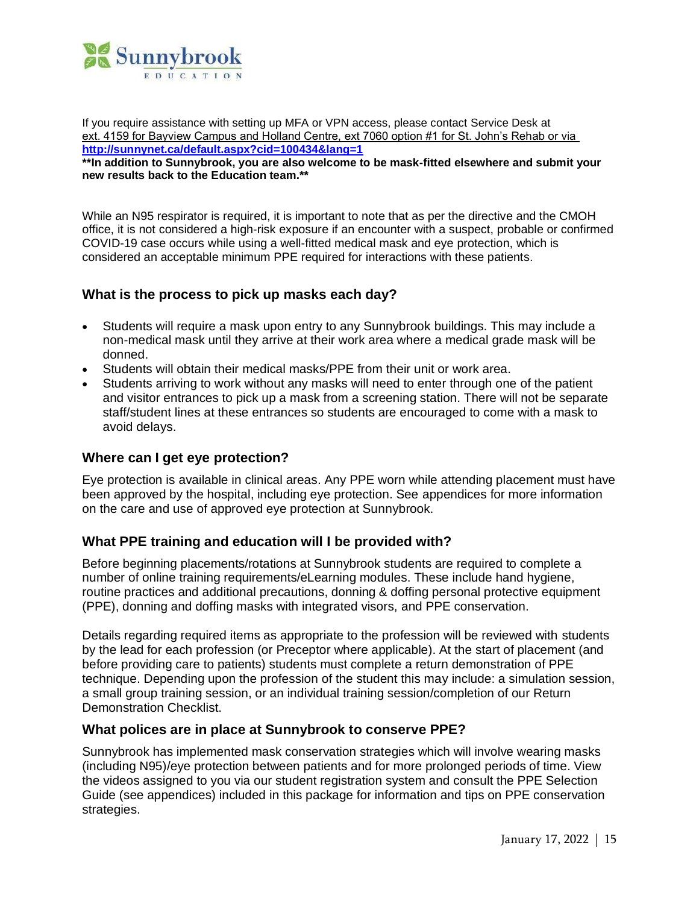If you require assistance with setting up MFA or VPN access, please contact Service Desk at ext. 4159 for Bayview Campus and Holland Centre, ext 7060 option #1 for St. John's Rehab or via **http://sunnynet.ca/default.aspx?cid=100434&lang=1**

****In addition to Sunnybrook, you are also welcome to be mask-fitted elsewhere and submit your new results back to the Education team.****

While an N95 respirator is required, it is important to note that as per the directive and the CMOH office, it is not considered a high-risk exposure if an encounter with a suspect, probable or confirmed COVID-19 case occurs while using a well-fitted medical mask and eye protection, which is considered an acceptable minimum PPE required for interactions with these patients.

## What is the process to pick up masks each day?

- Students will require a mask upon entry to any Sunnybrook buildings. This may include a non-medical mask until they arrive at their work area where a medical grade mask will be donned.
- Students will obtain their medical masks/PPE from their unit or work area.
- Students arriving to work without any masks will need to enter through one of the patient and visitor entrances to pick up a mask from a screening station. There will not be separate staff/student lines at these entrances so students are encouraged to come with a mask to avoid delays.

## Where can I get eye protection?

Eye protection is available in clinical areas. Any PPE worn while attending placement must have been approved by the hospital, including eye protection. See appendices for more information on the care and use of approved eye protection at Sunnybrook.

## What PPE training and education will I be provided with?

Before beginning placements/rotations at Sunnybrook students are required to complete a number of online training requirements/eLearning modules. These include hand hygiene, routine practices and additional precautions, donning & doffing personal protective equipment (PPE), donning and doffing masks with integrated visors, and PPE conservation.

Details regarding required items as appropriate to the profession will be reviewed with students by the lead for each profession (or Preceptor where applicable). At the start of placement (and before providing care to patients) students must complete a return demonstration of PPE technique. Depending upon the profession of the student this may include: a simulation session, a small group training session, or an individual training session/completion of our Return Demonstration Checklist.

## What polices are in place at Sunnybrook to conserve PPE?

Sunnybrook has implemented mask conservation strategies which will involve wearing masks (including N95)/eye protection between patients and for more prolonged periods of time. View the videos assigned to you via our student registration system and consult the PPE Selection Guide (see appendices) included in this package for information and tips on PPE conservation strategies.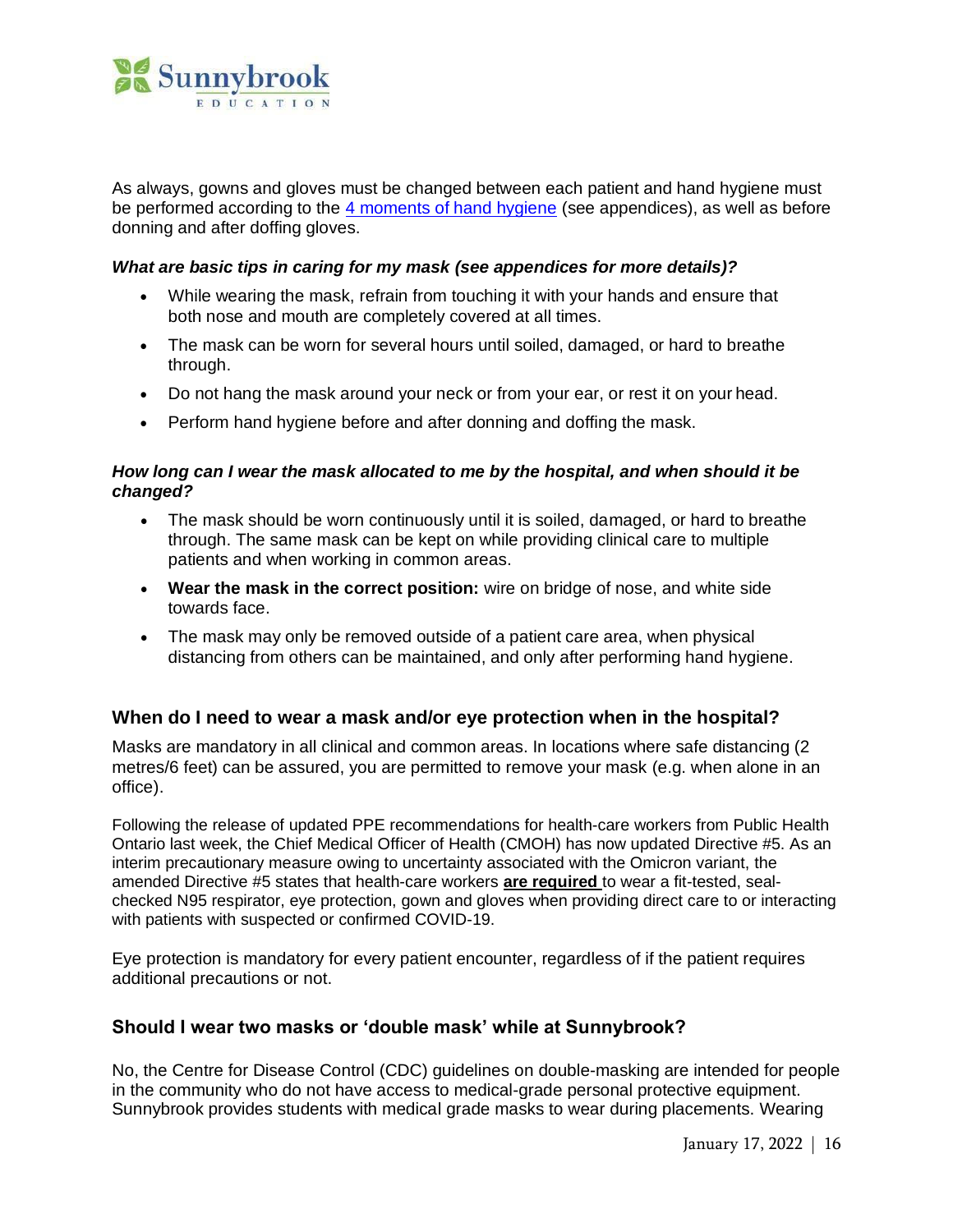As always, gowns and gloves must be changed between each patient and hand hygiene must be performed according to the [4 moments of hand hygiene](#) (see appendices), as well as before donning and after doffing gloves.

***What are basic tips in caring for my mask (see appendices for more details)?***

- While wearing the mask, refrain from touching it with your hands and ensure that both nose and mouth are completely covered at all times.
- The mask can be worn for several hours until soiled, damaged, or hard to breathe through.
- Do not hang the mask around your neck or from your ear, or rest it on your head.
- Perform hand hygiene before and after donning and doffing the mask.

***How long can I wear the mask allocated to me by the hospital, and when should it be changed?***

- The mask should be worn continuously until it is soiled, damaged, or hard to breathe through. The same mask can be kept on while providing clinical care to multiple patients and when working in common areas.
- **Wear the mask in the correct position:** wire on bridge of nose, and white side towards face.
- The mask may only be removed outside of a patient care area, when physical distancing from others can be maintained, and only after performing hand hygiene.

## When do I need to wear a mask and/or eye protection when in the hospital?

Masks are mandatory in all clinical and common areas. In locations where safe distancing (2 metres/6 feet) can be assured, you are permitted to remove your mask (e.g. when alone in an office).

Following the release of updated PPE recommendations for health-care workers from Public Health Ontario last week, the Chief Medical Officer of Health (CMOH) has now updated Directive #5. As an interim precautionary measure owing to uncertainty associated with the Omicron variant, the amended Directive #5 states that health-care workers **are required** to wear a fit-tested, seal-checked N95 respirator, eye protection, gown and gloves when providing direct care to or interacting with patients with suspected or confirmed COVID-19.

Eye protection is mandatory for every patient encounter, regardless of if the patient requires additional precautions or not.

## Should I wear two masks or 'double mask' while at Sunnybrook?

No, the Centre for Disease Control (CDC) guidelines on double-masking are intended for people in the community who do not have access to medical-grade personal protective equipment. Sunnybrook provides students with medical grade masks to wear during placements. Wearing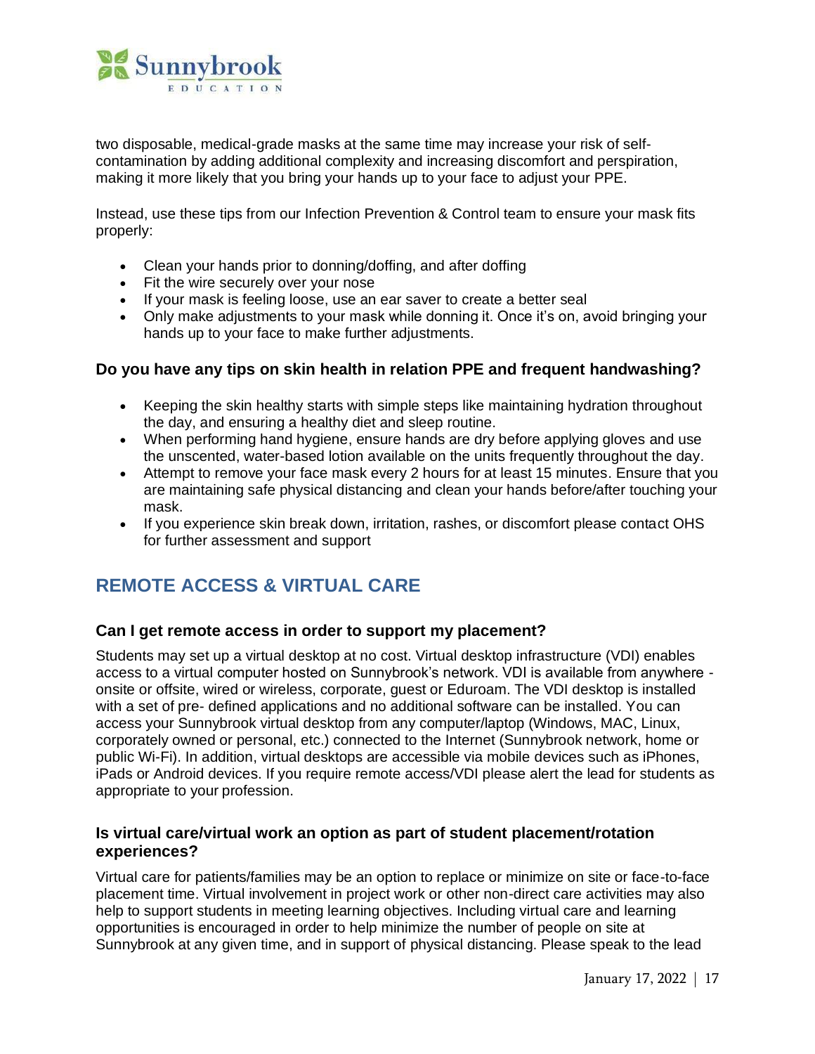two disposable, medical-grade masks at the same time may increase your risk of self-contamination by adding additional complexity and increasing discomfort and perspiration, making it more likely that you bring your hands up to your face to adjust your PPE.

Instead, use these tips from our Infection Prevention & Control team to ensure your mask fits properly:

- Clean your hands prior to donning/doffing, and after doffing
- Fit the wire securely over your nose
- If your mask is feeling loose, use an ear saver to create a better seal
- Only make adjustments to your mask while donning it. Once it's on, avoid bringing your hands up to your face to make further adjustments.

### Do you have any tips on skin health in relation PPE and frequent handwashing?

- Keeping the skin healthy starts with simple steps like maintaining hydration throughout the day, and ensuring a healthy diet and sleep routine.
- When performing hand hygiene, ensure hands are dry before applying gloves and use the unscented, water-based lotion available on the units frequently throughout the day.
- Attempt to remove your face mask every 2 hours for at least 15 minutes. Ensure that you are maintaining safe physical distancing and clean your hands before/after touching your mask.
- If you experience skin break down, irritation, rashes, or discomfort please contact OHS for further assessment and support

## REMOTE ACCESS & VIRTUAL CARE

### Can I get remote access in order to support my placement?

Students may set up a virtual desktop at no cost. Virtual desktop infrastructure (VDI) enables access to a virtual computer hosted on Sunnybrook's network. VDI is available from anywhere - onsite or offsite, wired or wireless, corporate, guest or Eduroam. The VDI desktop is installed with a set of pre- defined applications and no additional software can be installed. You can access your Sunnybrook virtual desktop from any computer/laptop (Windows, MAC, Linux, corporately owned or personal, etc.) connected to the Internet (Sunnybrook network, home or public Wi-Fi). In addition, virtual desktops are accessible via mobile devices such as iPhones, iPads or Android devices. If you require remote access/VDI please alert the lead for students as appropriate to your profession.

### Is virtual care/virtual work an option as part of student placement/rotation experiences?

Virtual care for patients/families may be an option to replace or minimize on site or face-to-face placement time. Virtual involvement in project work or other non-direct care activities may also help to support students in meeting learning objectives. Including virtual care and learning opportunities is encouraged in order to help minimize the number of people on site at Sunnybrook at any given time, and in support of physical distancing. Please speak to the lead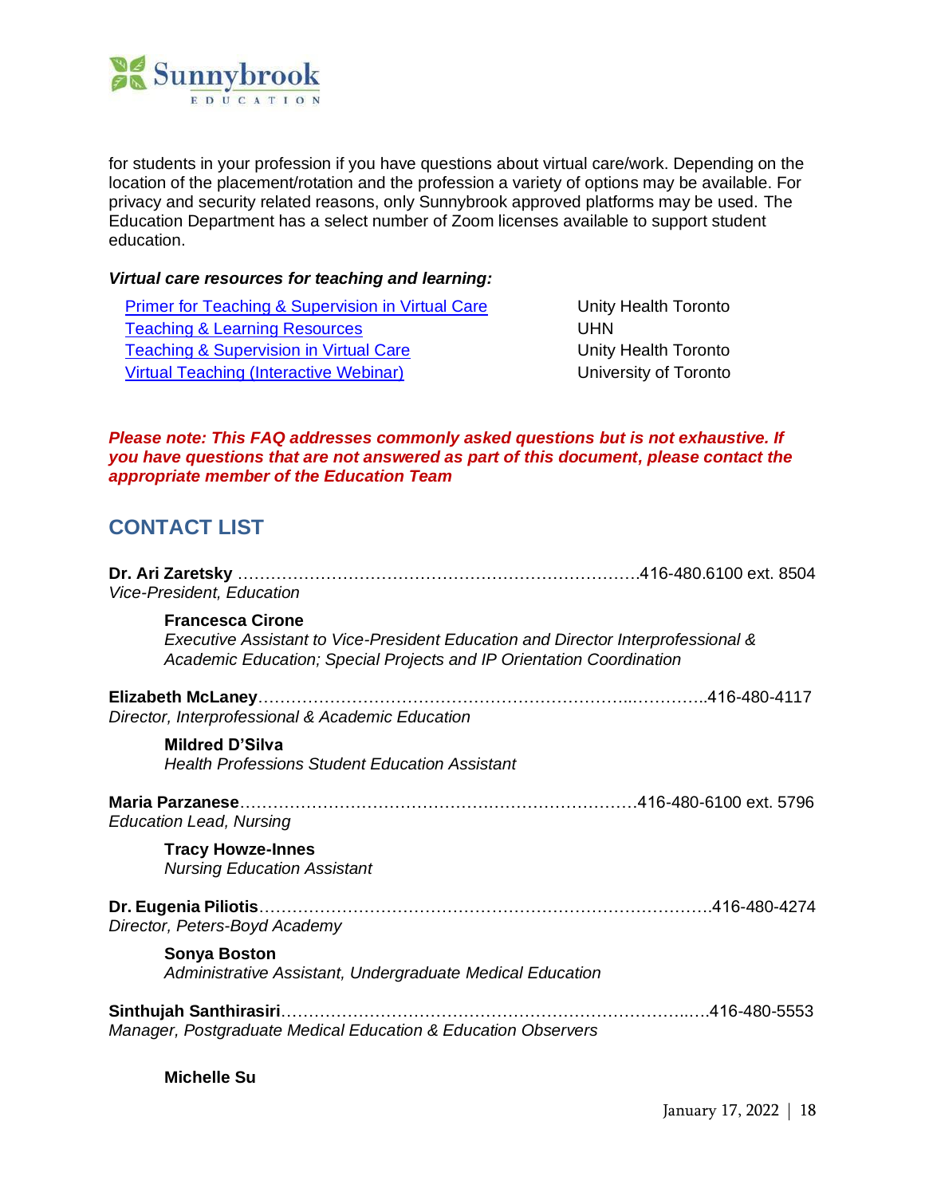for students in your profession if you have questions about virtual care/work. Depending on the location of the placement/rotation and the profession a variety of options may be available. For privacy and security related reasons, only Sunnybrook approved platforms may be used. The Education Department has a select number of Zoom licenses available to support student education.

***Virtual care resources for teaching and learning:***

| | |
|---|---|
| Primer for Teaching & Supervision in Virtual Care | Unity Health Toronto |
| Teaching & Learning Resources | UHN |
| Teaching & Supervision in Virtual Care | Unity Health Toronto |
| Virtual Teaching (Interactive Webinar) | University of Toronto |

***Please note: This FAQ addresses commonly asked questions but is not exhaustive. If you have questions that are not answered as part of this document, please contact the appropriate member of the Education Team***

## CONTACT LIST

**Dr. Ari Zaretsky** ……………………………………………………………….416-480.6100 ext. 8504
*Vice-President, Education*

> **Francesca Cirone**
> *Executive Assistant to Vice-President Education and Director Interprofessional & Academic Education; Special Projects and IP Orientation Coordination*

**Elizabeth McLaney**…………………………………………………………..…………..416-480-4117
*Director, Interprofessional & Academic Education*

> **Mildred D'Silva**
> *Health Professions Student Education Assistant*

**Maria Parzanese**……………………………………….…………………….416-480-6100 ext. 5796
*Education Lead, Nursing*

> **Tracy Howze-Innes**
> *Nursing Education Assistant*

**Dr. Eugenia Piliotis**……………………………………………………………………….416-480-4274
*Director, Peters-Boyd Academy*

> **Sonya Boston**
> *Administrative Assistant, Undergraduate Medical Education*

**Sinthujah Santhirasiri**…………………………………………………………..….416-480-5553
*Manager, Postgraduate Medical Education & Education Observers*

> **Michelle Su**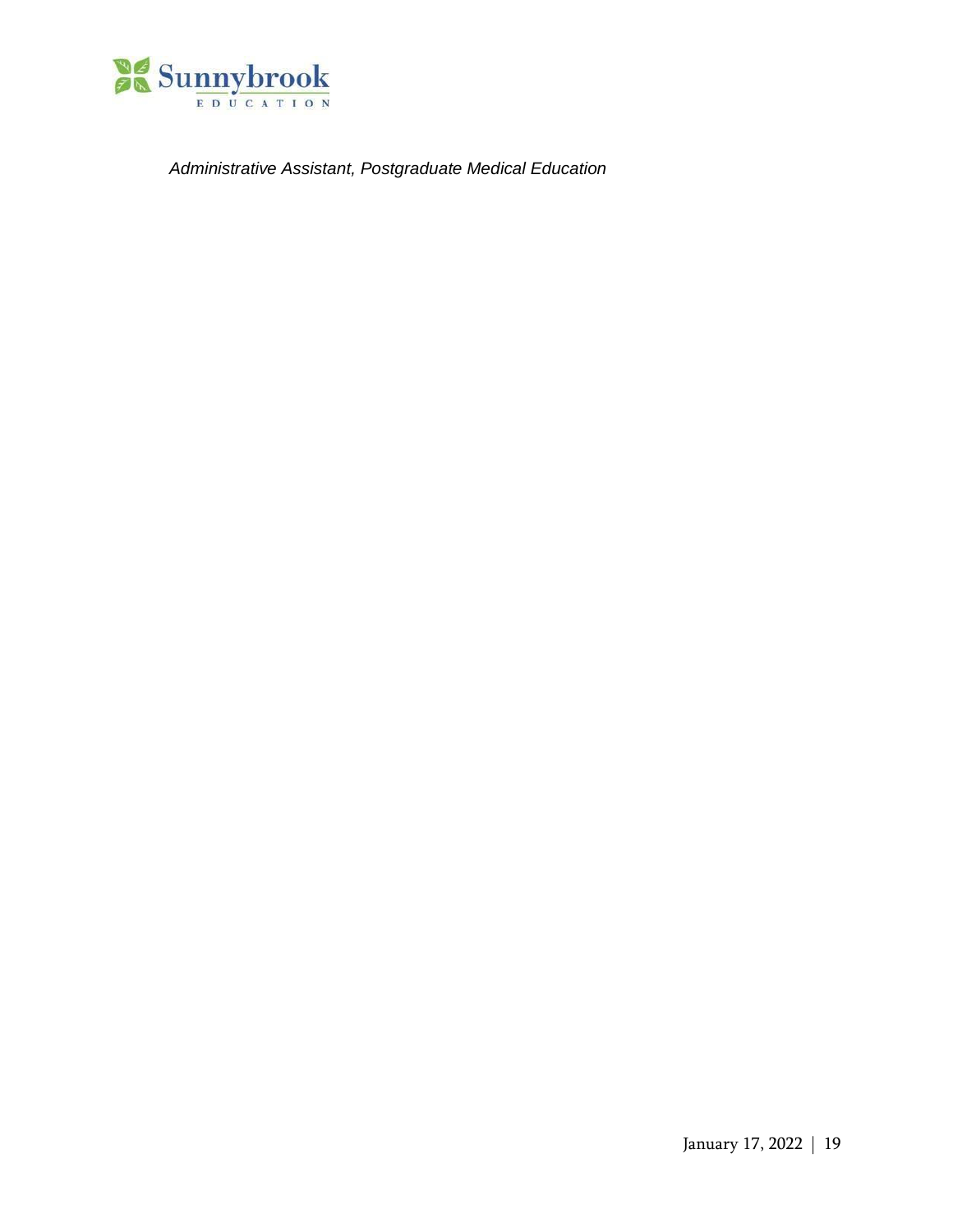*Administrative Assistant, Postgraduate Medical Education*